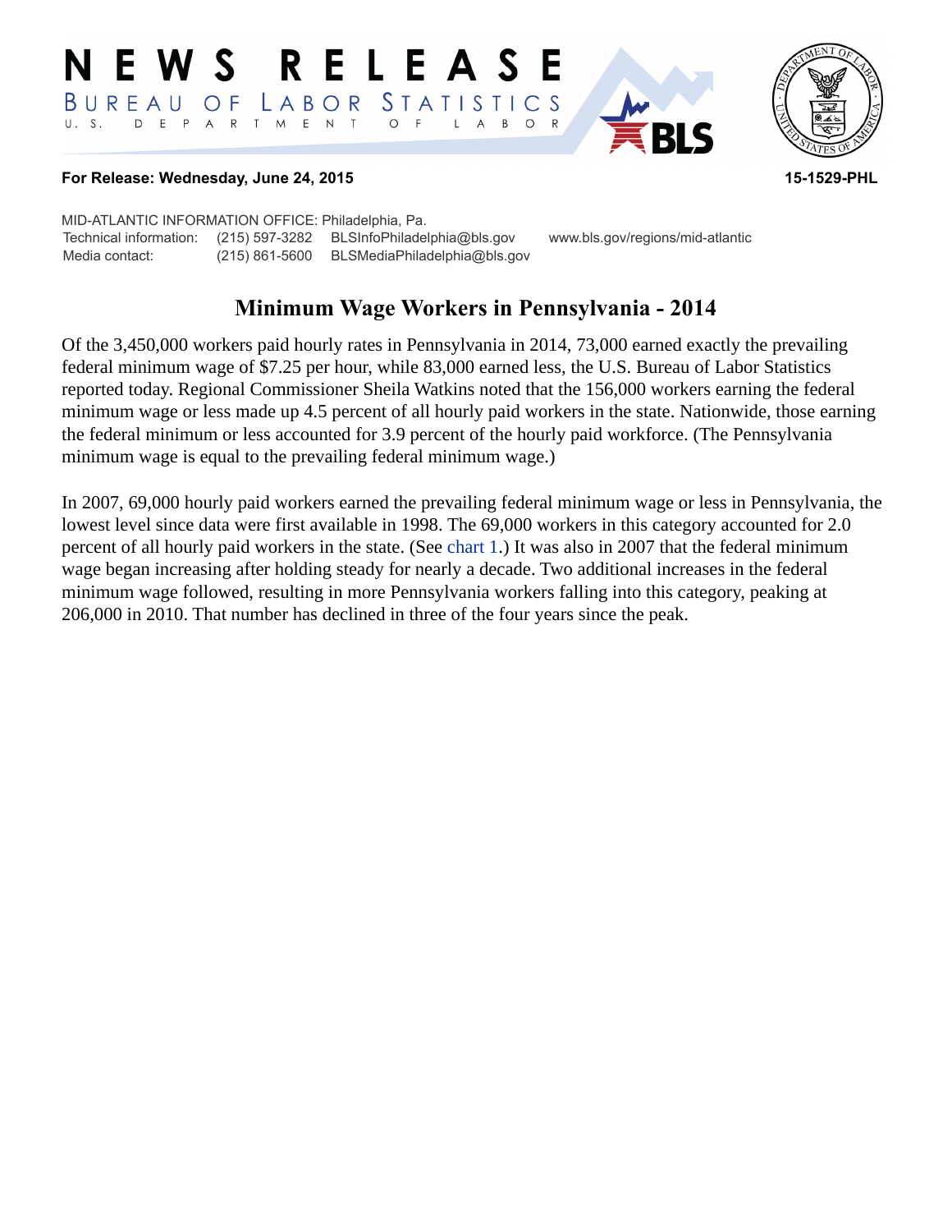# NEWS RELEASE

BUREAU OF LABOR STATISTICS

U. S. DEPARTMENT OF LABOR

**For Release: Wednesday, June 24, 2015** **15-1529-PHL**

MID-ATLANTIC INFORMATION OFFICE: Philadelphia, Pa.

| | | | |
|---|---|---|---|
| Technical information: | (215) 597-3282 | BLSInfoPhiladelphia@bls.gov | www.bls.gov/regions/mid-atlantic |
| Media contact: | (215) 861-5600 | BLSMediaPhiladelphia@bls.gov | |

## Minimum Wage Workers in Pennsylvania - 2014

Of the 3,450,000 workers paid hourly rates in Pennsylvania in 2014, 73,000 earned exactly the prevailing federal minimum wage of $7.25 per hour, while 83,000 earned less, the U.S. Bureau of Labor Statistics reported today. Regional Commissioner Sheila Watkins noted that the 156,000 workers earning the federal minimum wage or less made up 4.5 percent of all hourly paid workers in the state. Nationwide, those earning the federal minimum or less accounted for 3.9 percent of the hourly paid workforce. (The Pennsylvania minimum wage is equal to the prevailing federal minimum wage.)

In 2007, 69,000 hourly paid workers earned the prevailing federal minimum wage or less in Pennsylvania, the lowest level since data were first available in 1998. The 69,000 workers in this category accounted for 2.0 percent of all hourly paid workers in the state. (See chart 1.) It was also in 2007 that the federal minimum wage began increasing after holding steady for nearly a decade. Two additional increases in the federal minimum wage followed, resulting in more Pennsylvania workers falling into this category, peaking at 206,000 in 2010. That number has declined in three of the four years since the peak.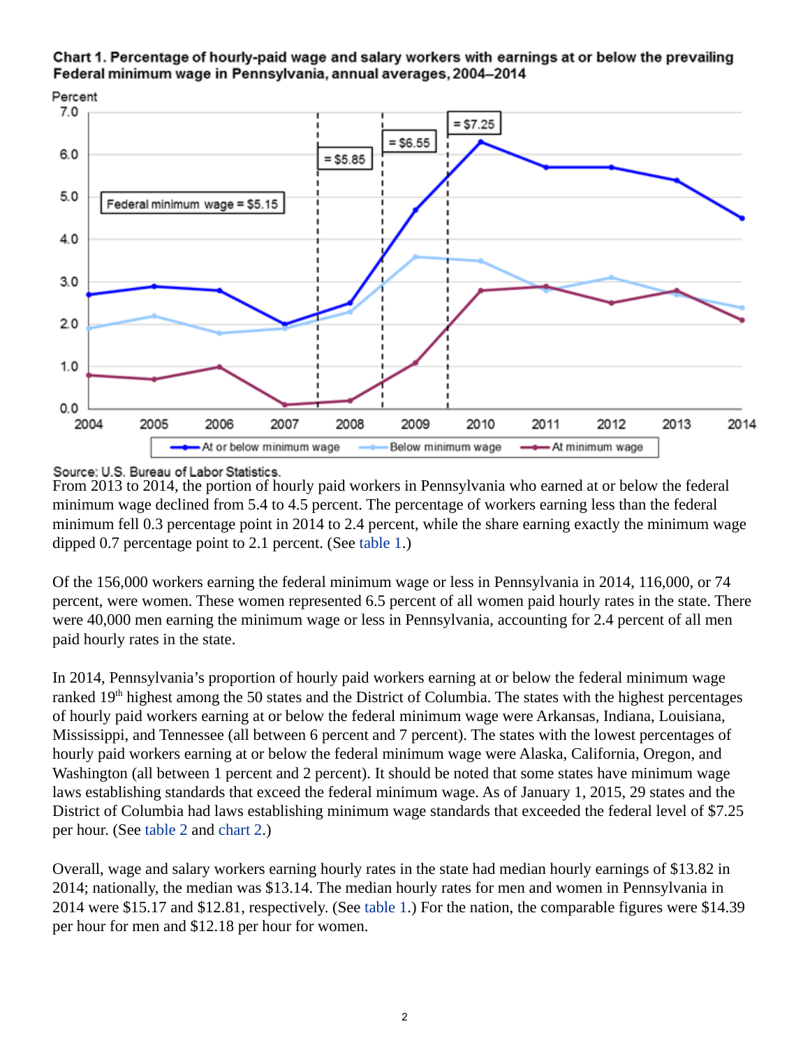**Chart 1. Percentage of hourly-paid wage and salary workers with earnings at or below the prevailing Federal minimum wage in Pennsylvania, annual averages, 2004–2014**

Source: U.S. Bureau of Labor Statistics.

From 2013 to 2014, the portion of hourly paid workers in Pennsylvania who earned at or below the federal minimum wage declined from 5.4 to 4.5 percent. The percentage of workers earning less than the federal minimum fell 0.3 percentage point in 2014 to 2.4 percent, while the share earning exactly the minimum wage dipped 0.7 percentage point to 2.1 percent. (See table 1.)

Of the 156,000 workers earning the federal minimum wage or less in Pennsylvania in 2014, 116,000, or 74 percent, were women. These women represented 6.5 percent of all women paid hourly rates in the state. There were 40,000 men earning the minimum wage or less in Pennsylvania, accounting for 2.4 percent of all men paid hourly rates in the state.

In 2014, Pennsylvania's proportion of hourly paid workers earning at or below the federal minimum wage ranked 19th highest among the 50 states and the District of Columbia. The states with the highest percentages of hourly paid workers earning at or below the federal minimum wage were Arkansas, Indiana, Louisiana, Mississippi, and Tennessee (all between 6 percent and 7 percent). The states with the lowest percentages of hourly paid workers earning at or below the federal minimum wage were Alaska, California, Oregon, and Washington (all between 1 percent and 2 percent). It should be noted that some states have minimum wage laws establishing standards that exceed the federal minimum wage. As of January 1, 2015, 29 states and the District of Columbia had laws establishing minimum wage standards that exceeded the federal level of $7.25 per hour. (See table 2 and chart 2.)

Overall, wage and salary workers earning hourly rates in the state had median hourly earnings of $13.82 in 2014; nationally, the median was $13.14. The median hourly rates for men and women in Pennsylvania in 2014 were $15.17 and $12.81, respectively. (See table 1.) For the nation, the comparable figures were $14.39 per hour for men and $12.18 per hour for women.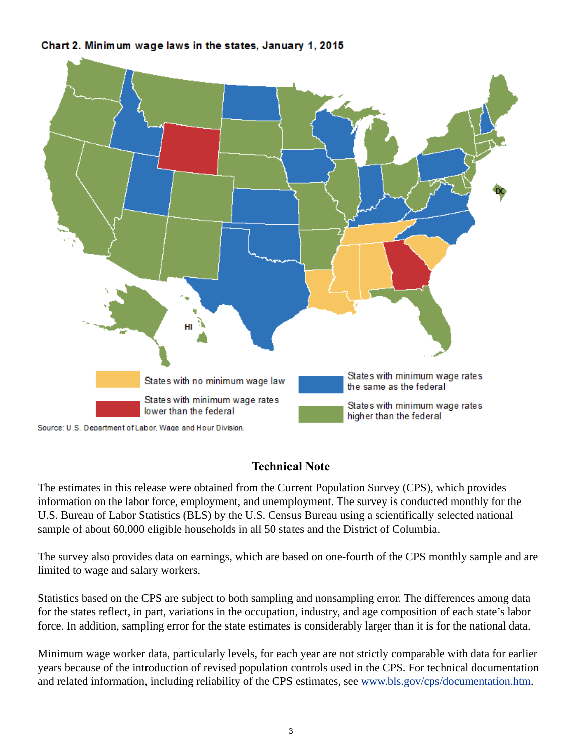**Chart 2. Minimum wage laws in the states, January 1, 2015**

States with no minimum wage law

States with minimum wage rates lower than the federal

States with minimum wage rates the same as the federal

States with minimum wage rates higher than the federal

Source: U.S. Department of Labor, Wage and Hour Division.

## Technical Note

The estimates in this release were obtained from the Current Population Survey (CPS), which provides information on the labor force, employment, and unemployment. The survey is conducted monthly for the U.S. Bureau of Labor Statistics (BLS) by the U.S. Census Bureau using a scientifically selected national sample of about 60,000 eligible households in all 50 states and the District of Columbia.

The survey also provides data on earnings, which are based on one-fourth of the CPS monthly sample and are limited to wage and salary workers.

Statistics based on the CPS are subject to both sampling and nonsampling error. The differences among data for the states reflect, in part, variations in the occupation, industry, and age composition of each state's labor force. In addition, sampling error for the state estimates is considerably larger than it is for the national data.

Minimum wage worker data, particularly levels, for each year are not strictly comparable with data for earlier years because of the introduction of revised population controls used in the CPS. For technical documentation and related information, including reliability of the CPS estimates, see www.bls.gov/cps/documentation.htm.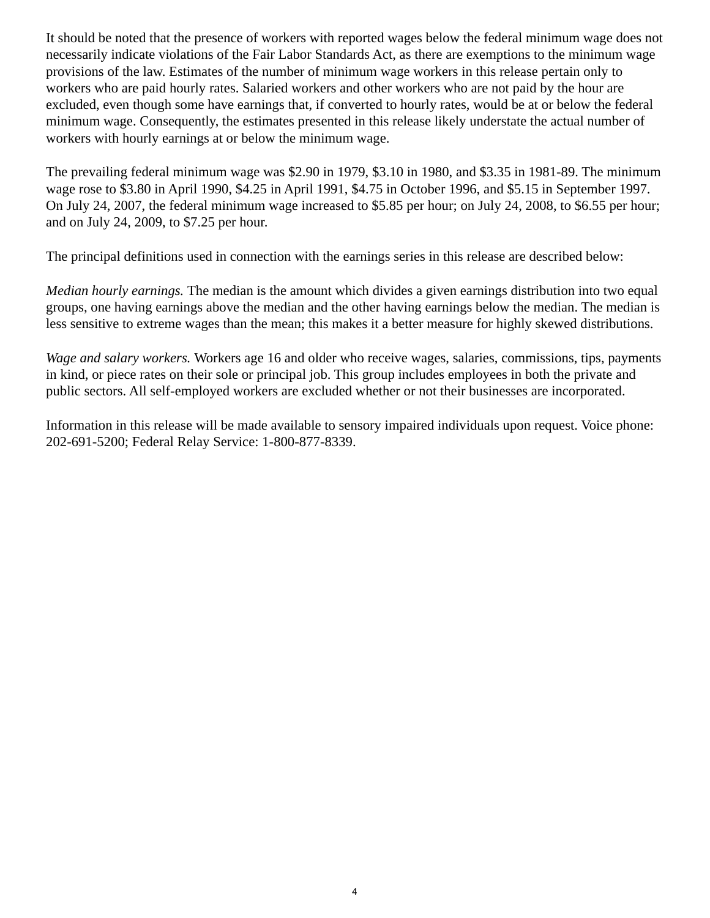It should be noted that the presence of workers with reported wages below the federal minimum wage does not necessarily indicate violations of the Fair Labor Standards Act, as there are exemptions to the minimum wage provisions of the law. Estimates of the number of minimum wage workers in this release pertain only to workers who are paid hourly rates. Salaried workers and other workers who are not paid by the hour are excluded, even though some have earnings that, if converted to hourly rates, would be at or below the federal minimum wage. Consequently, the estimates presented in this release likely understate the actual number of workers with hourly earnings at or below the minimum wage.

The prevailing federal minimum wage was $2.90 in 1979, $3.10 in 1980, and $3.35 in 1981-89. The minimum wage rose to $3.80 in April 1990, $4.25 in April 1991, $4.75 in October 1996, and $5.15 in September 1997. On July 24, 2007, the federal minimum wage increased to $5.85 per hour; on July 24, 2008, to $6.55 per hour; and on July 24, 2009, to $7.25 per hour.

The principal definitions used in connection with the earnings series in this release are described below:

*Median hourly earnings.* The median is the amount which divides a given earnings distribution into two equal groups, one having earnings above the median and the other having earnings below the median. The median is less sensitive to extreme wages than the mean; this makes it a better measure for highly skewed distributions.

*Wage and salary workers.* Workers age 16 and older who receive wages, salaries, commissions, tips, payments in kind, or piece rates on their sole or principal job. This group includes employees in both the private and public sectors. All self-employed workers are excluded whether or not their businesses are incorporated.

Information in this release will be made available to sensory impaired individuals upon request. Voice phone: 202-691-5200; Federal Relay Service: 1-800-877-8339.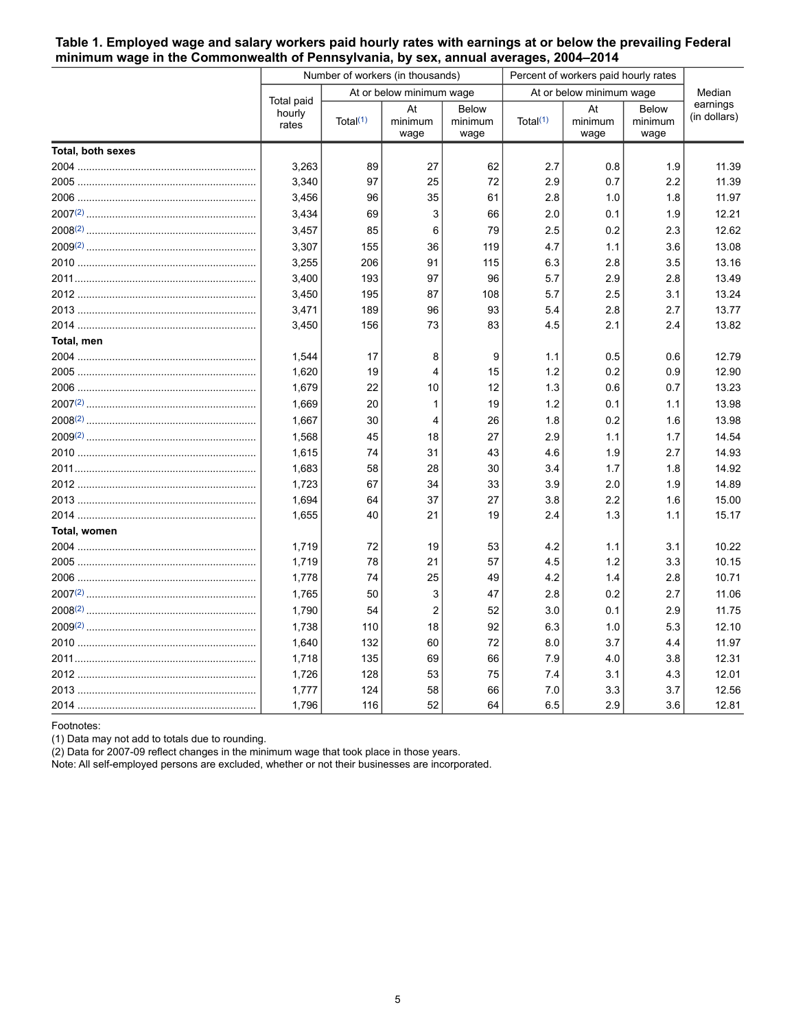**Table 1. Employed wage and salary workers paid hourly rates with earnings at or below the prevailing Federal minimum wage in the Commonwealth of Pennsylvania, by sex, annual averages, 2004–2014**

| | Number of workers (in thousands) | | | | Percent of workers paid hourly rates | | | Median earnings (in dollars) |
|---|---|---|---|---|---|---|---|---|
| | Total paid hourly rates | At or below minimum wage | | | At or below minimum wage | | | |
| | | Total(1) | At minimum wage | Below minimum wage | Total(1) | At minimum wage | Below minimum wage | |
| **Total, both sexes** | | | | | | | | |
| 2004 | 3,263 | 89 | 27 | 62 | 2.7 | 0.8 | 1.9 | 11.39 |
| 2005 | 3,340 | 97 | 25 | 72 | 2.9 | 0.7 | 2.2 | 11.39 |
| 2006 | 3,456 | 96 | 35 | 61 | 2.8 | 1.0 | 1.8 | 11.97 |
| 2007(2) | 3,434 | 69 | 3 | 66 | 2.0 | 0.1 | 1.9 | 12.21 |
| 2008(2) | 3,457 | 85 | 6 | 79 | 2.5 | 0.2 | 2.3 | 12.62 |
| 2009(2) | 3,307 | 155 | 36 | 119 | 4.7 | 1.1 | 3.6 | 13.08 |
| 2010 | 3,255 | 206 | 91 | 115 | 6.3 | 2.8 | 3.5 | 13.16 |
| 2011 | 3,400 | 193 | 97 | 96 | 5.7 | 2.9 | 2.8 | 13.49 |
| 2012 | 3,450 | 195 | 87 | 108 | 5.7 | 2.5 | 3.1 | 13.24 |
| 2013 | 3,471 | 189 | 96 | 93 | 5.4 | 2.8 | 2.7 | 13.77 |
| 2014 | 3,450 | 156 | 73 | 83 | 4.5 | 2.1 | 2.4 | 13.82 |
| **Total, men** | | | | | | | | |
| 2004 | 1,544 | 17 | 8 | 9 | 1.1 | 0.5 | 0.6 | 12.79 |
| 2005 | 1,620 | 19 | 4 | 15 | 1.2 | 0.2 | 0.9 | 12.90 |
| 2006 | 1,679 | 22 | 10 | 12 | 1.3 | 0.6 | 0.7 | 13.23 |
| 2007(2) | 1,669 | 20 | 1 | 19 | 1.2 | 0.1 | 1.1 | 13.98 |
| 2008(2) | 1,667 | 30 | 4 | 26 | 1.8 | 0.2 | 1.6 | 13.98 |
| 2009(2) | 1,568 | 45 | 18 | 27 | 2.9 | 1.1 | 1.7 | 14.54 |
| 2010 | 1,615 | 74 | 31 | 43 | 4.6 | 1.9 | 2.7 | 14.93 |
| 2011 | 1,683 | 58 | 28 | 30 | 3.4 | 1.7 | 1.8 | 14.92 |
| 2012 | 1,723 | 67 | 34 | 33 | 3.9 | 2.0 | 1.9 | 14.89 |
| 2013 | 1,694 | 64 | 37 | 27 | 3.8 | 2.2 | 1.6 | 15.00 |
| 2014 | 1,655 | 40 | 21 | 19 | 2.4 | 1.3 | 1.1 | 15.17 |
| **Total, women** | | | | | | | | |
| 2004 | 1,719 | 72 | 19 | 53 | 4.2 | 1.1 | 3.1 | 10.22 |
| 2005 | 1,719 | 78 | 21 | 57 | 4.5 | 1.2 | 3.3 | 10.15 |
| 2006 | 1,778 | 74 | 25 | 49 | 4.2 | 1.4 | 2.8 | 10.71 |
| 2007(2) | 1,765 | 50 | 3 | 47 | 2.8 | 0.2 | 2.7 | 11.06 |
| 2008(2) | 1,790 | 54 | 2 | 52 | 3.0 | 0.1 | 2.9 | 11.75 |
| 2009(2) | 1,738 | 110 | 18 | 92 | 6.3 | 1.0 | 5.3 | 12.10 |
| 2010 | 1,640 | 132 | 60 | 72 | 8.0 | 3.7 | 4.4 | 11.97 |
| 2011 | 1,718 | 135 | 69 | 66 | 7.9 | 4.0 | 3.8 | 12.31 |
| 2012 | 1,726 | 128 | 53 | 75 | 7.4 | 3.1 | 4.3 | 12.01 |
| 2013 | 1,777 | 124 | 58 | 66 | 7.0 | 3.3 | 3.7 | 12.56 |
| 2014 | 1,796 | 116 | 52 | 64 | 6.5 | 2.9 | 3.6 | 12.81 |

Footnotes:
(1) Data may not add to totals due to rounding.
(2) Data for 2007-09 reflect changes in the minimum wage that took place in those years.
Note: All self-employed persons are excluded, whether or not their businesses are incorporated.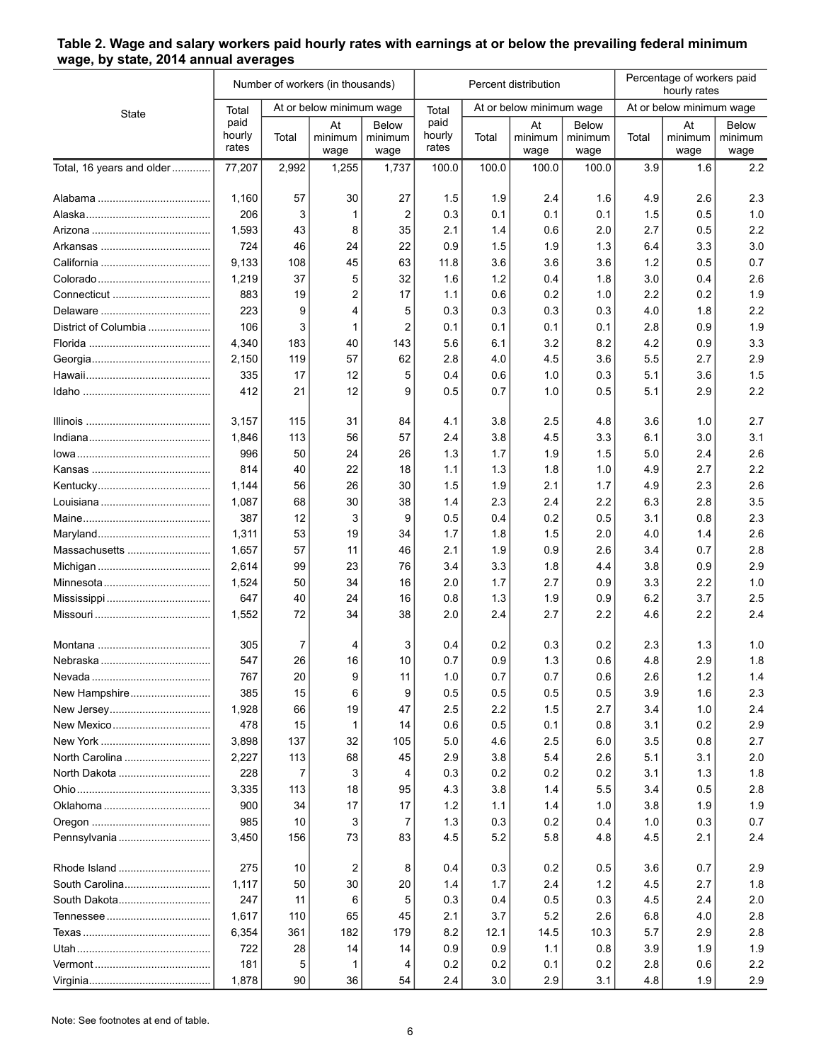**Table 2. Wage and salary workers paid hourly rates with earnings at or below the prevailing federal minimum wage, by state, 2014 annual averages**

| State | Number of workers (in thousands) | | | | Percent distribution | | | | Percentage of workers paid hourly rates | | |
|---|---|---|---|---|---|---|---|---|---|---|---|
| | Total paid hourly rates | At or below minimum wage | | | Total paid hourly rates | At or below minimum wage | | | At or below minimum wage | | |
| | | Total | At minimum wage | Below minimum wage | | Total | At minimum wage | Below minimum wage | Total | At minimum wage | Below minimum wage |
| Total, 16 years and older | 77,207 | 2,992 | 1,255 | 1,737 | 100.0 | 100.0 | 100.0 | 100.0 | 3.9 | 1.6 | 2.2 |
| Alabama | 1,160 | 57 | 30 | 27 | 1.5 | 1.9 | 2.4 | 1.6 | 4.9 | 2.6 | 2.3 |
| Alaska | 206 | 3 | 1 | 2 | 0.3 | 0.1 | 0.1 | 0.1 | 1.5 | 0.5 | 1.0 |
| Arizona | 1,593 | 43 | 8 | 35 | 2.1 | 1.4 | 0.6 | 2.0 | 2.7 | 0.5 | 2.2 |
| Arkansas | 724 | 46 | 24 | 22 | 0.9 | 1.5 | 1.9 | 1.3 | 6.4 | 3.3 | 3.0 |
| California | 9,133 | 108 | 45 | 63 | 11.8 | 3.6 | 3.6 | 3.6 | 1.2 | 0.5 | 0.7 |
| Colorado | 1,219 | 37 | 5 | 32 | 1.6 | 1.2 | 0.4 | 1.8 | 3.0 | 0.4 | 2.6 |
| Connecticut | 883 | 19 | 2 | 17 | 1.1 | 0.6 | 0.2 | 1.0 | 2.2 | 0.2 | 1.9 |
| Delaware | 223 | 9 | 4 | 5 | 0.3 | 0.3 | 0.3 | 0.3 | 4.0 | 1.8 | 2.2 |
| District of Columbia | 106 | 3 | 1 | 2 | 0.1 | 0.1 | 0.1 | 0.1 | 2.8 | 0.9 | 1.9 |
| Florida | 4,340 | 183 | 40 | 143 | 5.6 | 6.1 | 3.2 | 8.2 | 4.2 | 0.9 | 3.3 |
| Georgia | 2,150 | 119 | 57 | 62 | 2.8 | 4.0 | 4.5 | 3.6 | 5.5 | 2.7 | 2.9 |
| Hawaii | 335 | 17 | 12 | 5 | 0.4 | 0.6 | 1.0 | 0.3 | 5.1 | 3.6 | 1.5 |
| Idaho | 412 | 21 | 12 | 9 | 0.5 | 0.7 | 1.0 | 0.5 | 5.1 | 2.9 | 2.2 |
| Illinois | 3,157 | 115 | 31 | 84 | 4.1 | 3.8 | 2.5 | 4.8 | 3.6 | 1.0 | 2.7 |
| Indiana | 1,846 | 113 | 56 | 57 | 2.4 | 3.8 | 4.5 | 3.3 | 6.1 | 3.0 | 3.1 |
| Iowa | 996 | 50 | 24 | 26 | 1.3 | 1.7 | 1.9 | 1.5 | 5.0 | 2.4 | 2.6 |
| Kansas | 814 | 40 | 22 | 18 | 1.1 | 1.3 | 1.8 | 1.0 | 4.9 | 2.7 | 2.2 |
| Kentucky | 1,144 | 56 | 26 | 30 | 1.5 | 1.9 | 2.1 | 1.7 | 4.9 | 2.3 | 2.6 |
| Louisiana | 1,087 | 68 | 30 | 38 | 1.4 | 2.3 | 2.4 | 2.2 | 6.3 | 2.8 | 3.5 |
| Maine | 387 | 12 | 3 | 9 | 0.5 | 0.4 | 0.2 | 0.5 | 3.1 | 0.8 | 2.3 |
| Maryland | 1,311 | 53 | 19 | 34 | 1.7 | 1.8 | 1.5 | 2.0 | 4.0 | 1.4 | 2.6 |
| Massachusetts | 1,657 | 57 | 11 | 46 | 2.1 | 1.9 | 0.9 | 2.6 | 3.4 | 0.7 | 2.8 |
| Michigan | 2,614 | 99 | 23 | 76 | 3.4 | 3.3 | 1.8 | 4.4 | 3.8 | 0.9 | 2.9 |
| Minnesota | 1,524 | 50 | 34 | 16 | 2.0 | 1.7 | 2.7 | 0.9 | 3.3 | 2.2 | 1.0 |
| Mississippi | 647 | 40 | 24 | 16 | 0.8 | 1.3 | 1.9 | 0.9 | 6.2 | 3.7 | 2.5 |
| Missouri | 1,552 | 72 | 34 | 38 | 2.0 | 2.4 | 2.7 | 2.2 | 4.6 | 2.2 | 2.4 |
| Montana | 305 | 7 | 4 | 3 | 0.4 | 0.2 | 0.3 | 0.2 | 2.3 | 1.3 | 1.0 |
| Nebraska | 547 | 26 | 16 | 10 | 0.7 | 0.9 | 1.3 | 0.6 | 4.8 | 2.9 | 1.8 |
| Nevada | 767 | 20 | 9 | 11 | 1.0 | 0.7 | 0.7 | 0.6 | 2.6 | 1.2 | 1.4 |
| New Hampshire | 385 | 15 | 6 | 9 | 0.5 | 0.5 | 0.5 | 0.5 | 3.9 | 1.6 | 2.3 |
| New Jersey | 1,928 | 66 | 19 | 47 | 2.5 | 2.2 | 1.5 | 2.7 | 3.4 | 1.0 | 2.4 |
| New Mexico | 478 | 15 | 1 | 14 | 0.6 | 0.5 | 0.1 | 0.8 | 3.1 | 0.2 | 2.9 |
| New York | 3,898 | 137 | 32 | 105 | 5.0 | 4.6 | 2.5 | 6.0 | 3.5 | 0.8 | 2.7 |
| North Carolina | 2,227 | 113 | 68 | 45 | 2.9 | 3.8 | 5.4 | 2.6 | 5.1 | 3.1 | 2.0 |
| North Dakota | 228 | 7 | 3 | 4 | 0.3 | 0.2 | 0.2 | 0.2 | 3.1 | 1.3 | 1.8 |
| Ohio | 3,335 | 113 | 18 | 95 | 4.3 | 3.8 | 1.4 | 5.5 | 3.4 | 0.5 | 2.8 |
| Oklahoma | 900 | 34 | 17 | 17 | 1.2 | 1.1 | 1.4 | 1.0 | 3.8 | 1.9 | 1.9 |
| Oregon | 985 | 10 | 3 | 7 | 1.3 | 0.3 | 0.2 | 0.4 | 1.0 | 0.3 | 0.7 |
| Pennsylvania | 3,450 | 156 | 73 | 83 | 4.5 | 5.2 | 5.8 | 4.8 | 4.5 | 2.1 | 2.4 |
| Rhode Island | 275 | 10 | 2 | 8 | 0.4 | 0.3 | 0.2 | 0.5 | 3.6 | 0.7 | 2.9 |
| South Carolina | 1,117 | 50 | 30 | 20 | 1.4 | 1.7 | 2.4 | 1.2 | 4.5 | 2.7 | 1.8 |
| South Dakota | 247 | 11 | 6 | 5 | 0.3 | 0.4 | 0.5 | 0.3 | 4.5 | 2.4 | 2.0 |
| Tennessee | 1,617 | 110 | 65 | 45 | 2.1 | 3.7 | 5.2 | 2.6 | 6.8 | 4.0 | 2.8 |
| Texas | 6,354 | 361 | 182 | 179 | 8.2 | 12.1 | 14.5 | 10.3 | 5.7 | 2.9 | 2.8 |
| Utah | 722 | 28 | 14 | 14 | 0.9 | 0.9 | 1.1 | 0.8 | 3.9 | 1.9 | 1.9 |
| Vermont | 181 | 5 | 1 | 4 | 0.2 | 0.2 | 0.1 | 0.2 | 2.8 | 0.6 | 2.2 |
| Virginia | 1,878 | 90 | 36 | 54 | 2.4 | 3.0 | 2.9 | 3.1 | 4.8 | 1.9 | 2.9 |

Note: See footnotes at end of table.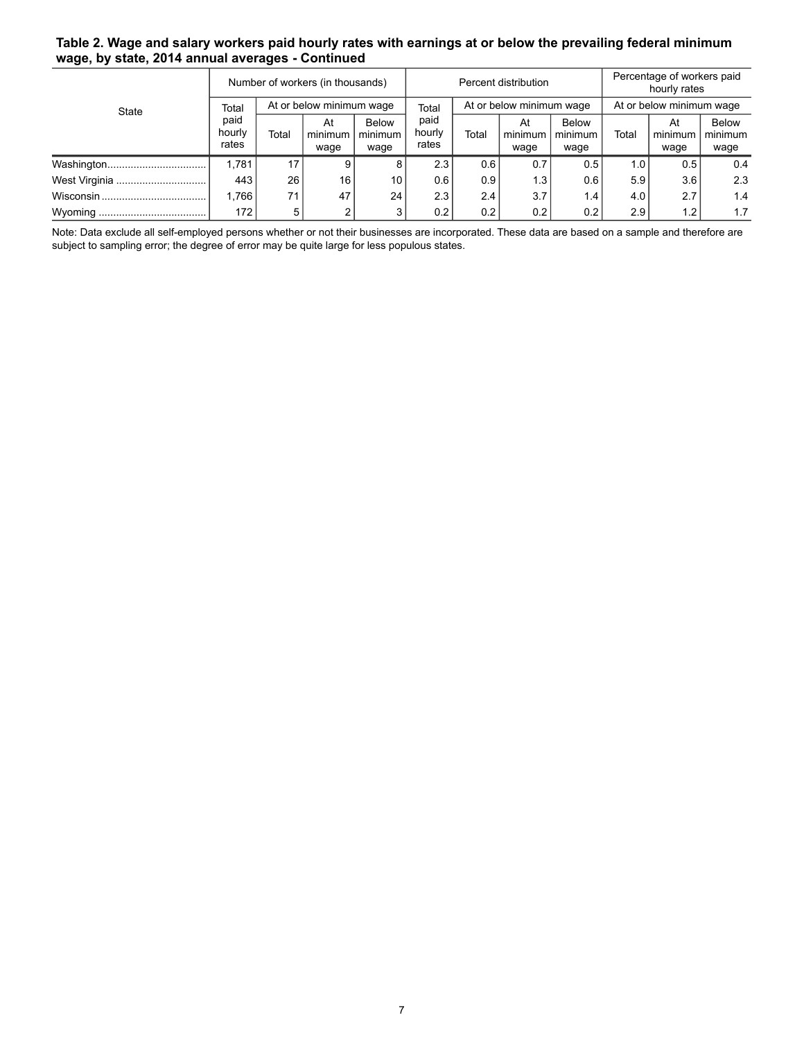**Table 2. Wage and salary workers paid hourly rates with earnings at or below the prevailing federal minimum wage, by state, 2014 annual averages - Continued**

| State | Number of workers (in thousands) | | | | Percent distribution | | | | Percentage of workers paid hourly rates | | |
|---|---|---|---|---|---|---|---|---|---|---|---|
| | Total paid hourly rates | At or below minimum wage | | | Total paid hourly rates | At or below minimum wage | | | At or below minimum wage | | |
| | | Total | At minimum wage | Below minimum wage | | Total | At minimum wage | Below minimum wage | Total | At minimum wage | Below minimum wage |
| Washington | 1,781 | 17 | 9 | 8 | 2.3 | 0.6 | 0.7 | 0.5 | 1.0 | 0.5 | 0.4 |
| West Virginia | 443 | 26 | 16 | 10 | 0.6 | 0.9 | 1.3 | 0.6 | 5.9 | 3.6 | 2.3 |
| Wisconsin | 1,766 | 71 | 47 | 24 | 2.3 | 2.4 | 3.7 | 1.4 | 4.0 | 2.7 | 1.4 |
| Wyoming | 172 | 5 | 2 | 3 | 0.2 | 0.2 | 0.2 | 0.2 | 2.9 | 1.2 | 1.7 |

Note: Data exclude all self-employed persons whether or not their businesses are incorporated. These data are based on a sample and therefore are subject to sampling error; the degree of error may be quite large for less populous states.